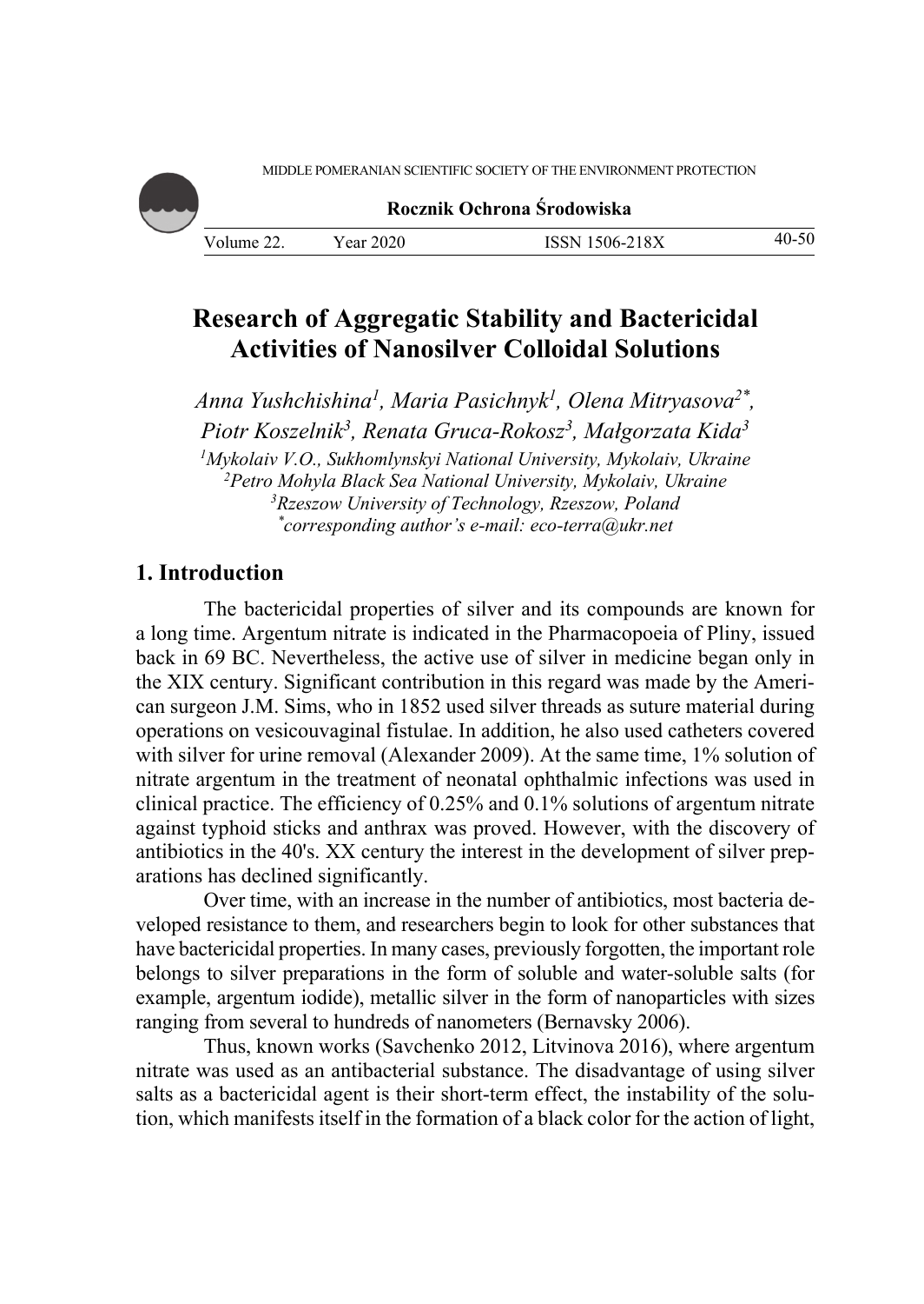# Research of Aggregatic Stability and Bactericidal Activities of Nanosilver Colloidal Solutions

*Anna Yushchishina[1], Maria Pasichnyk[1], Olena Mitryasova[2*], Piotr Koszelnik[3], Renata Gruca-Rokosz[3], Małgorzata Kida[3]*

[1]*Mykolaiv V.O., Sukhomlynskyi National University, Mykolaiv, Ukraine*
[2]*Petro Mohyla Black Sea National University, Mykolaiv, Ukraine*
[3]*Rzeszow University of Technology, Rzeszow, Poland*
[*]*corresponding author's e-mail: eco-terra@ukr.net*

## 1. Introduction

The bactericidal properties of silver and its compounds are known for a long time. Argentum nitrate is indicated in the Pharmacopoeia of Pliny, issued back in 69 BC. Nevertheless, the active use of silver in medicine began only in the XIX century. Significant contribution in this regard was made by the American surgeon J.M. Sims, who in 1852 used silver threads as suture material during operations on vesicouvaginal fistulae. In addition, he also used catheters covered with silver for urine removal (Alexander 2009). At the same time, 1% solution of nitrate argentum in the treatment of neonatal ophthalmic infections was used in clinical practice. The efficiency of 0.25% and 0.1% solutions of argentum nitrate against typhoid sticks and anthrax was proved. However, with the discovery of antibiotics in the 40's. XX century the interest in the development of silver preparations has declined significantly.

Over time, with an increase in the number of antibiotics, most bacteria developed resistance to them, and researchers begin to look for other substances that have bactericidal properties. In many cases, previously forgotten, the important role belongs to silver preparations in the form of soluble and water-soluble salts (for example, argentum iodide), metallic silver in the form of nanoparticles with sizes ranging from several to hundreds of nanometers (Bernavsky 2006).

Thus, known works (Savchenko 2012, Litvinova 2016), where argentum nitrate was used as an antibacterial substance. The disadvantage of using silver salts as a bactericidal agent is their short-term effect, the instability of the solution, which manifests itself in the formation of a black color for the action of light,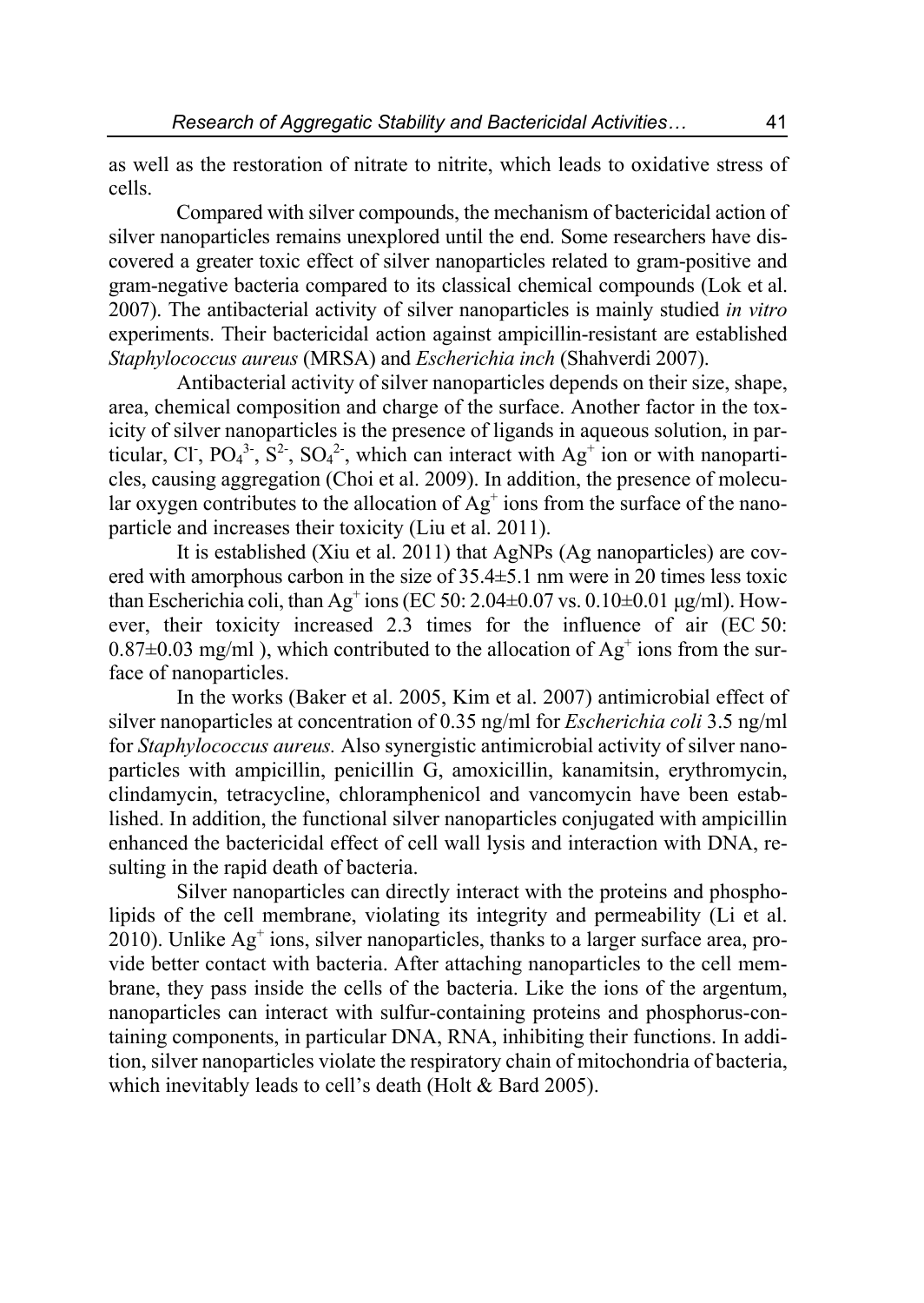as well as the restoration of nitrate to nitrite, which leads to oxidative stress of cells.

Compared with silver compounds, the mechanism of bactericidal action of silver nanoparticles remains unexplored until the end. Some researchers have discovered a greater toxic effect of silver nanoparticles related to gram-positive and gram-negative bacteria compared to its classical chemical compounds (Lok et al. 2007). The antibacterial activity of silver nanoparticles is mainly studied *in vitro* experiments. Their bactericidal action against ampicillin-resistant are established *Staphylococcus aureus* (MRSA) and *Escherichia inch* (Shahverdi 2007).

Antibacterial activity of silver nanoparticles depends on their size, shape, area, chemical composition and charge of the surface. Another factor in the toxicity of silver nanoparticles is the presence of ligands in aqueous solution, in particular, $Cl^-$, $PO_4^{3-}$, $S^{2-}$, $SO_4^{2-}$, which can interact with $Ag^+$ ion or with nanoparticles, causing aggregation (Choi et al. 2009). In addition, the presence of molecular oxygen contributes to the allocation of $Ag^+$ ions from the surface of the nanoparticle and increases their toxicity (Liu et al. 2011).

It is established (Xiu et al. 2011) that AgNPs (Ag nanoparticles) are covered with amorphous carbon in the size of 35.4±5.1 nm were in 20 times less toxic than Escherichia coli, than $Ag^+$ ions (EC 50: 2.04±0.07 vs. 0.10±0.01 μg/ml). However, their toxicity increased 2.3 times for the influence of air (EC 50: 0.87±0.03 mg/ml ), which contributed to the allocation of $Ag^+$ ions from the surface of nanoparticles.

In the works (Baker et al. 2005, Kim et al. 2007) antimicrobial effect of silver nanoparticles at concentration of 0.35 ng/ml for *Escherichia coli* 3.5 ng/ml for *Staphylococcus aureus.* Also synergistic antimicrobial activity of silver nanoparticles with ampicillin, penicillin G, amoxicillin, kanamitsin, erythromycin, clindamycin, tetracycline, chloramphenicol and vancomycin have been established. In addition, the functional silver nanoparticles conjugated with ampicillin enhanced the bactericidal effect of cell wall lysis and interaction with DNA, resulting in the rapid death of bacteria.

Silver nanoparticles can directly interact with the proteins and phospholipids of the cell membrane, violating its integrity and permeability (Li et al. 2010). Unlike $Ag^+$ ions, silver nanoparticles, thanks to a larger surface area, provide better contact with bacteria. After attaching nanoparticles to the cell membrane, they pass inside the cells of the bacteria. Like the ions of the argentum, nanoparticles can interact with sulfur-containing proteins and phosphorus-containing components, in particular DNA, RNA, inhibiting their functions. In addition, silver nanoparticles violate the respiratory chain of mitochondria of bacteria, which inevitably leads to cell's death (Holt & Bard 2005).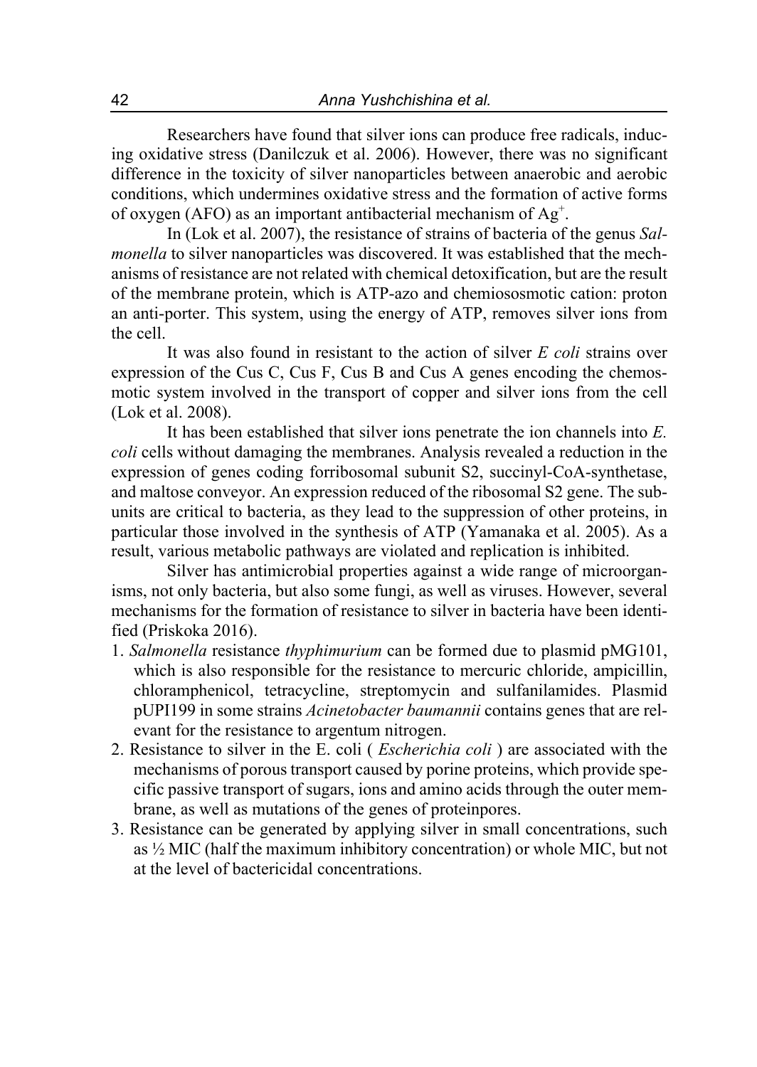Researchers have found that silver ions can produce free radicals, inducing oxidative stress (Danilczuk et al. 2006). However, there was no significant difference in the toxicity of silver nanoparticles between anaerobic and aerobic conditions, which undermines oxidative stress and the formation of active forms of oxygen (AFO) as an important antibacterial mechanism of $Ag^{+}$.

In (Lok et al. 2007), the resistance of strains of bacteria of the genus *Salmonella* to silver nanoparticles was discovered. It was established that the mechanisms of resistance are not related with chemical detoxification, but are the result of the membrane protein, which is ATP-azo and chemiososmotic cation: proton an anti-porter. This system, using the energy of ATP, removes silver ions from the cell.

It was also found in resistant to the action of silver *E coli* strains over expression of the Cus C, Cus F, Cus B and Cus A genes encoding the chemosmotic system involved in the transport of copper and silver ions from the cell (Lok et al. 2008).

It has been established that silver ions penetrate the ion channels into *E. coli* cells without damaging the membranes. Analysis revealed a reduction in the expression of genes coding forribosomal subunit S2, succinyl-CoA-synthetase, and maltose conveyor. An expression reduced of the ribosomal S2 gene. The subunits are critical to bacteria, as they lead to the suppression of other proteins, in particular those involved in the synthesis of ATP (Yamanaka et al. 2005). As a result, various metabolic pathways are violated and replication is inhibited.

Silver has antimicrobial properties against a wide range of microorganisms, not only bacteria, but also some fungi, as well as viruses. However, several mechanisms for the formation of resistance to silver in bacteria have been identified (Priskoka 2016).

1. *Salmonella* resistance *thyphimurium* can be formed due to plasmid pMG101, which is also responsible for the resistance to mercuric chloride, ampicillin, chloramphenicol, tetracycline, streptomycin and sulfanilamides. Plasmid pUPI199 in some strains *Acinetobacter baumannii* contains genes that are relevant for the resistance to argentum nitrogen.
2. Resistance to silver in the E. coli ( *Escherichia coli* ) are associated with the mechanisms of porous transport caused by porine proteins, which provide specific passive transport of sugars, ions and amino acids through the outer membrane, as well as mutations of the genes of proteinpores.
3. Resistance can be generated by applying silver in small concentrations, such as ½ MIC (half the maximum inhibitory concentration) or whole MIC, but not at the level of bactericidal concentrations.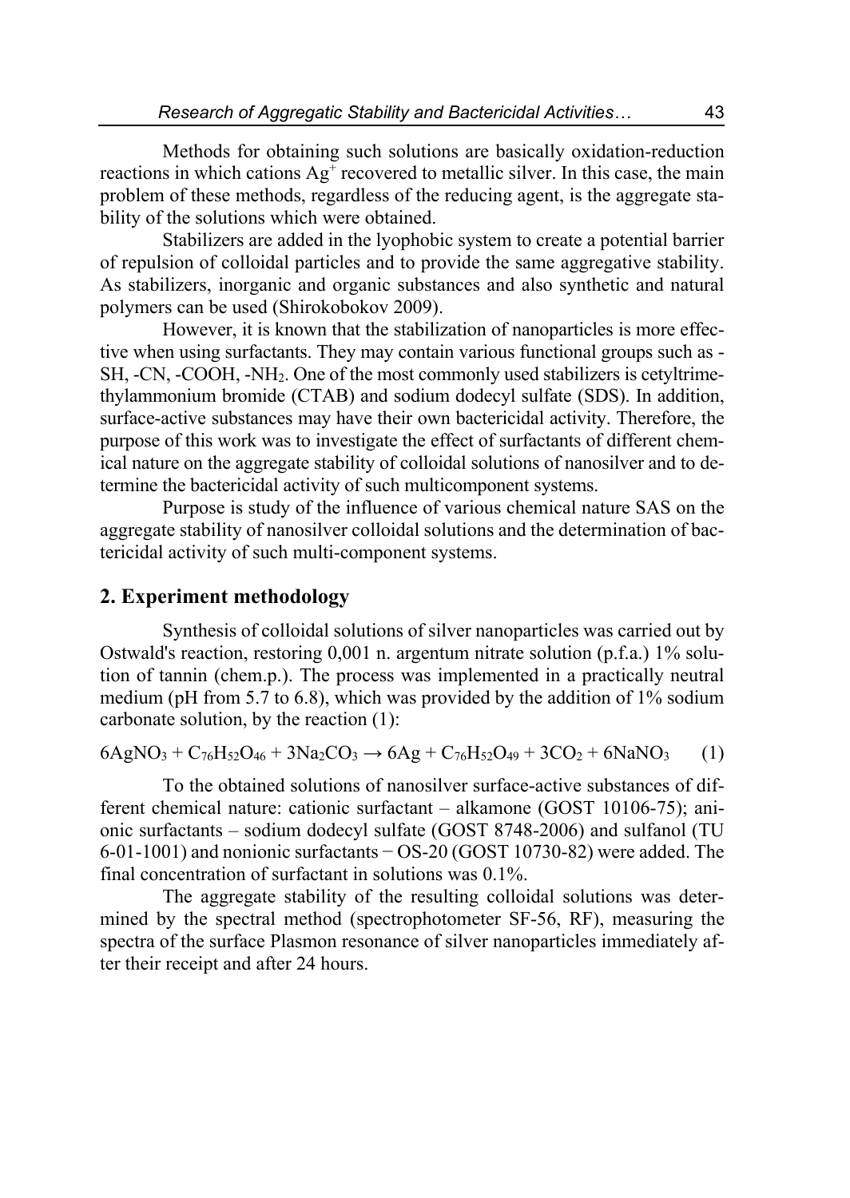Methods for obtaining such solutions are basically oxidation-reduction reactions in which cations $Ag^+$ recovered to metallic silver. In this case, the main problem of these methods, regardless of the reducing agent, is the aggregate stability of the solutions which were obtained.

Stabilizers are added in the lyophobic system to create a potential barrier of repulsion of colloidal particles and to provide the same aggregative stability. As stabilizers, inorganic and organic substances and also synthetic and natural polymers can be used (Shirokobokov 2009).

However, it is known that the stabilization of nanoparticles is more effective when using surfactants. They may contain various functional groups such as -SH, -CN, -COOH, $-NH_2$. One of the most commonly used stabilizers is cetyltrimethylammonium bromide (CTAB) and sodium dodecyl sulfate (SDS). In addition, surface-active substances may have their own bactericidal activity. Therefore, the purpose of this work was to investigate the effect of surfactants of different chemical nature on the aggregate stability of colloidal solutions of nanosilver and to determine the bactericidal activity of such multicomponent systems.

Purpose is study of the influence of various chemical nature SAS on the aggregate stability of nanosilver colloidal solutions and the determination of bactericidal activity of such multi-component systems.

## 2. Experiment methodology

Synthesis of colloidal solutions of silver nanoparticles was carried out by Ostwald's reaction, restoring 0,001 n. argentum nitrate solution (p.f.a.) 1% solution of tannin (chem.p.). The process was implemented in a practically neutral medium (pH from 5.7 to 6.8), which was provided by the addition of 1% sodium carbonate solution, by the reaction (1):

$$6AgNO_3 + C_{76}H_{52}O_{46} + 3Na_2CO_3 \rightarrow 6Ag + C_{76}H_{52}O_{49} + 3CO_2 + 6NaNO_3 \qquad (1)$$

To the obtained solutions of nanosilver surface-active substances of different chemical nature: cationic surfactant – alkamone (GOST 10106-75); anionic surfactants – sodium dodecyl sulfate (GOST 8748-2006) and sulfanol (TU 6-01-1001) and nonionic surfactants − OS-20 (GOST 10730-82) were added. The final concentration of surfactant in solutions was 0.1%.

The aggregate stability of the resulting colloidal solutions was determined by the spectral method (spectrophotometer SF-56, RF), measuring the spectra of the surface Plasmon resonance of silver nanoparticles immediately after their receipt and after 24 hours.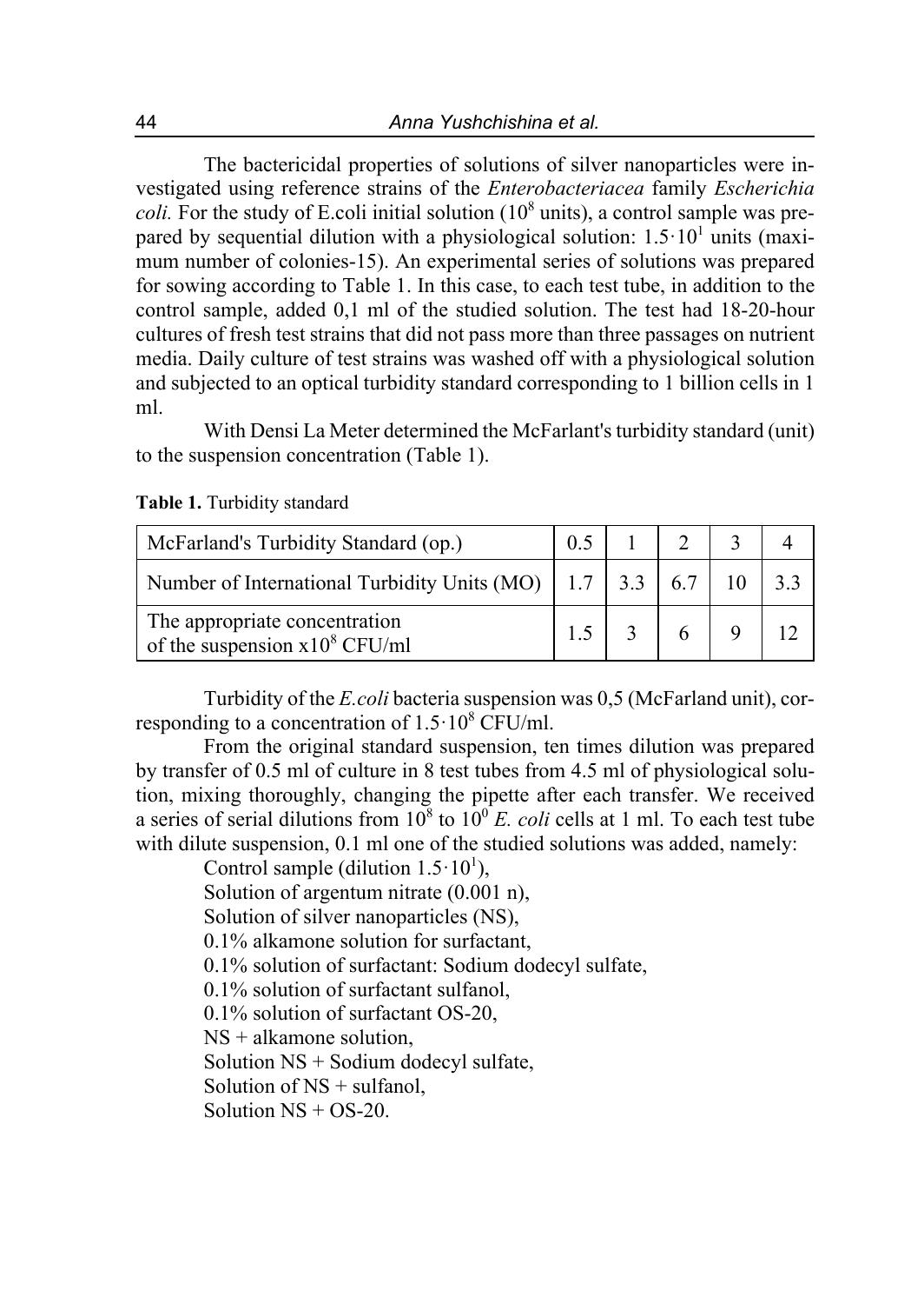The bactericidal properties of solutions of silver nanoparticles were investigated using reference strains of the *Enterobacteriacea* family *Escherichia coli.* For the study of E.coli initial solution ($10^8$ units), a control sample was prepared by sequential dilution with a physiological solution: $1.5 \cdot 10^1$ units (maximum number of colonies-15). An experimental series of solutions was prepared for sowing according to Table 1. In this case, to each test tube, in addition to the control sample, added 0,1 ml of the studied solution. The test had 18-20-hour cultures of fresh test strains that did not pass more than three passages on nutrient media. Daily culture of test strains was washed off with a physiological solution and subjected to an optical turbidity standard corresponding to 1 billion cells in 1 ml.

With Densi La Meter determined the McFarlant's turbidity standard (unit) to the suspension concentration (Table 1).

**Table 1.** Turbidity standard

| McFarland's Turbidity Standard (op.) | 0.5 | 1 | 2 | 3 | 4 |
|---|---|---|---|---|---|
| Number of International Turbidity Units (MO) | 1.7 | 3.3 | 6.7 | 10 | 3.3 |
| The appropriate concentration of the suspension x$10^8$ CFU/ml | 1.5 | 3 | 6 | 9 | 12 |

Turbidity of the *E.coli* bacteria suspension was 0,5 (McFarland unit), corresponding to a concentration of $1.5 \cdot 10^8$ CFU/ml.

From the original standard suspension, ten times dilution was prepared by transfer of 0.5 ml of culture in 8 test tubes from 4.5 ml of physiological solution, mixing thoroughly, changing the pipette after each transfer. We received a series of serial dilutions from $10^8$ to $10^0$ *E. coli* cells at 1 ml. To each test tube with dilute suspension, 0.1 ml one of the studied solutions was added, namely:

Control sample (dilution $1.5 \cdot 10^1$),
Solution of argentum nitrate (0.001 n),
Solution of silver nanoparticles (NS),
0.1% alkamone solution for surfactant,
0.1% solution of surfactant: Sodium dodecyl sulfate,
0.1% solution of surfactant sulfanol,
0.1% solution of surfactant OS-20,
NS + alkamone solution,
Solution NS + Sodium dodecyl sulfate,
Solution of NS + sulfanol,
Solution NS + OS-20.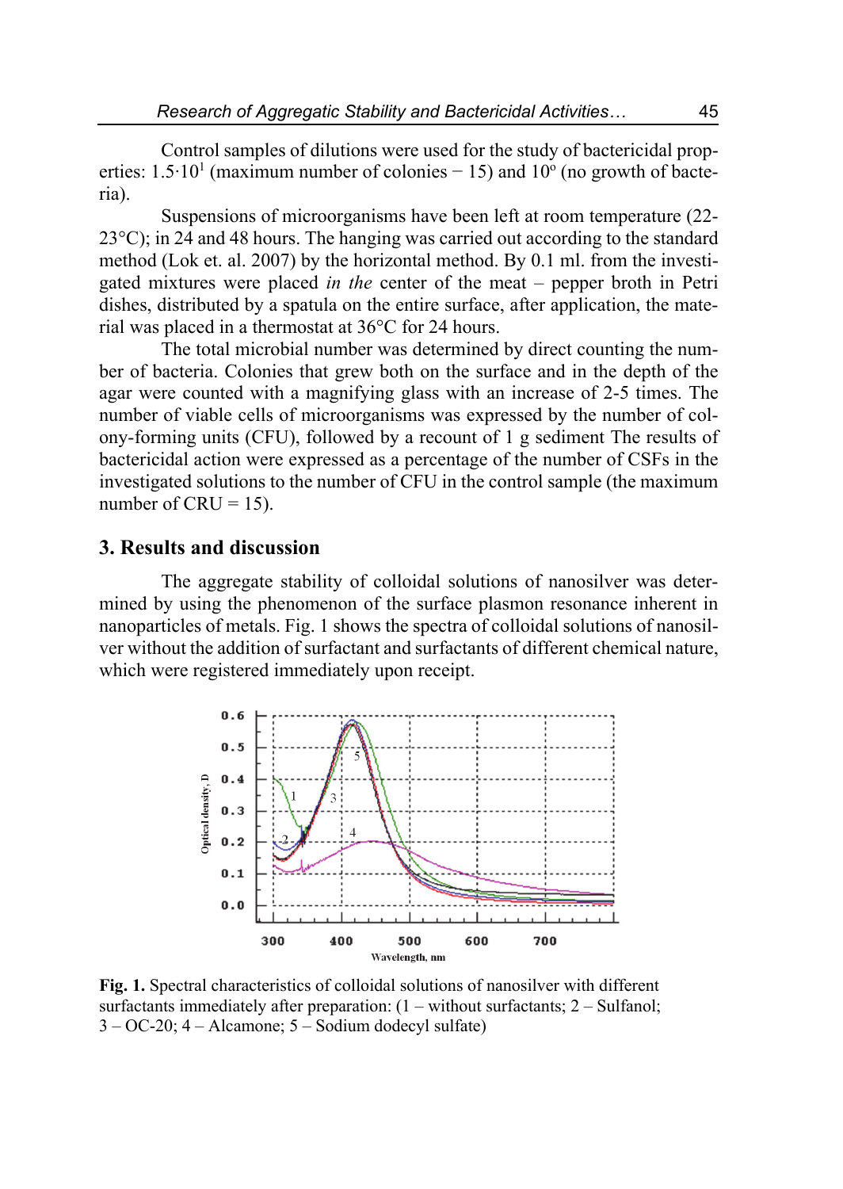Control samples of dilutions were used for the study of bactericidal properties: $1.5 \cdot 10^1$ (maximum number of colonies − 15) and $10^o$ (no growth of bacteria).

Suspensions of microorganisms have been left at room temperature (22-23°C); in 24 and 48 hours. The hanging was carried out according to the standard method (Lok et. al. 2007) by the horizontal method. By 0.1 ml. from the investigated mixtures were placed *in the* center of the meat – pepper broth in Petri dishes, distributed by a spatula on the entire surface, after application, the material was placed in a thermostat at 36°C for 24 hours.

The total microbial number was determined by direct counting the number of bacteria. Colonies that grew both on the surface and in the depth of the agar were counted with a magnifying glass with an increase of 2-5 times. The number of viable cells of microorganisms was expressed by the number of colony-forming units (CFU), followed by a recount of 1 g sediment The results of bactericidal action were expressed as a percentage of the number of CSFs in the investigated solutions to the number of CFU in the control sample (the maximum number of CRU = 15).

## 3. Results and discussion

The aggregate stability of colloidal solutions of nanosilver was determined by using the phenomenon of the surface plasmon resonance inherent in nanoparticles of metals. Fig. 1 shows the spectra of colloidal solutions of nanosilver without the addition of surfactant and surfactants of different chemical nature, which were registered immediately upon receipt.

**Fig. 1.** Spectral characteristics of colloidal solutions of nanosilver with different surfactants immediately after preparation: (1 – without surfactants; 2 – Sulfanol; 3 – OC-20; 4 – Alcamone; 5 – Sodium dodecyl sulfate)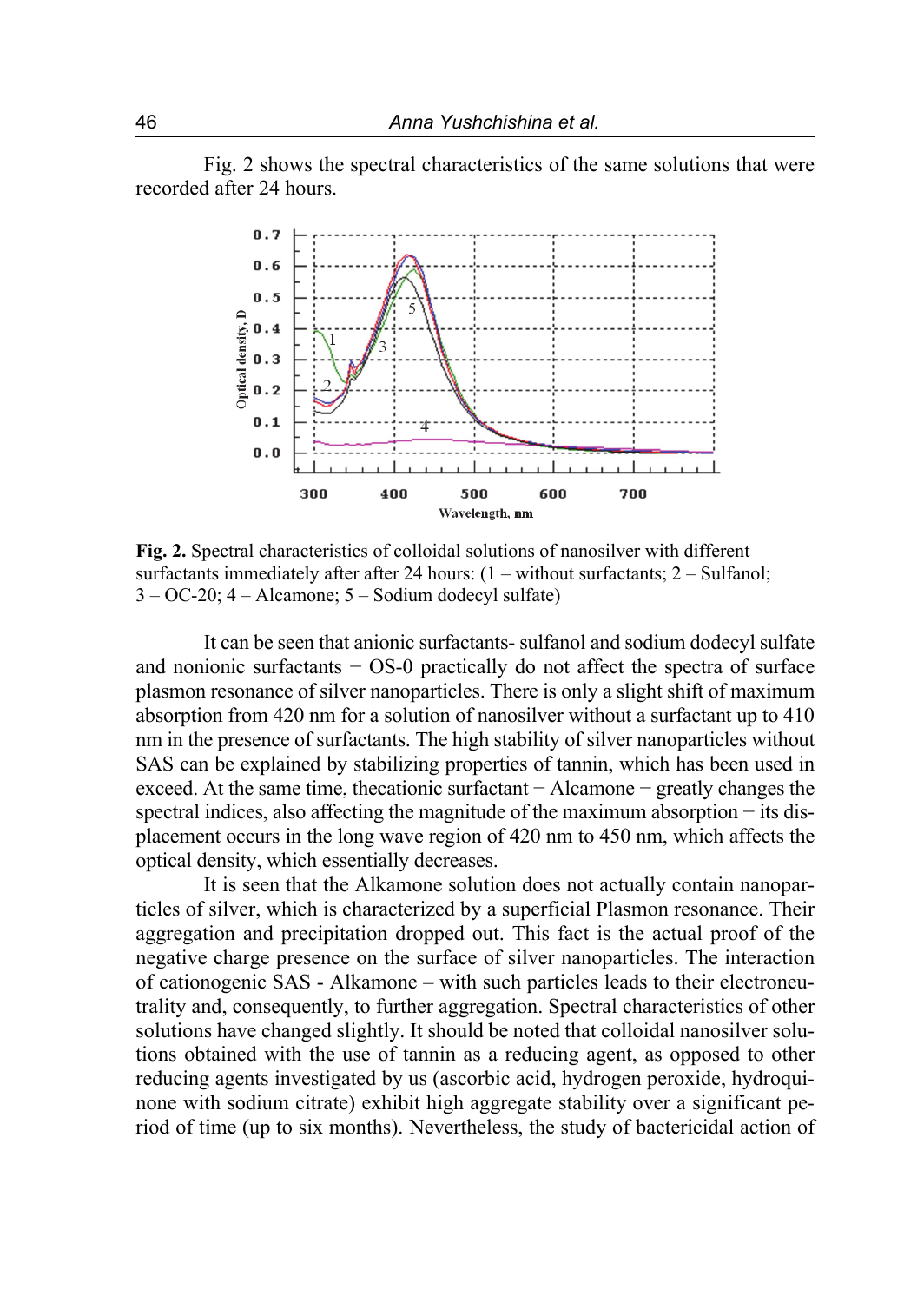Fig. 2 shows the spectral characteristics of the same solutions that were recorded after 24 hours.

**Fig. 2.** Spectral characteristics of colloidal solutions of nanosilver with different surfactants immediately after after 24 hours: (1 – without surfactants; 2 – Sulfanol; 3 – OC-20; 4 – Alcamone; 5 – Sodium dodecyl sulfate)

It can be seen that anionic surfactants- sulfanol and sodium dodecyl sulfate and nonionic surfactants − OS-0 practically do not affect the spectra of surface plasmon resonance of silver nanoparticles. There is only a slight shift of maximum absorption from 420 nm for a solution of nanosilver without a surfactant up to 410 nm in the presence of surfactants. The high stability of silver nanoparticles without SAS can be explained by stabilizing properties of tannin, which has been used in exceed. At the same time, thecationic surfactant − Alcamone − greatly changes the spectral indices, also affecting the magnitude of the maximum absorption − its displacement occurs in the long wave region of 420 nm to 450 nm, which affects the optical density, which essentially decreases.

It is seen that the Alkamone solution does not actually contain nanoparticles of silver, which is characterized by a superficial Plasmon resonance. Their aggregation and precipitation dropped out. This fact is the actual proof of the negative charge presence on the surface of silver nanoparticles. The interaction of cationogenic SAS - Alkamone – with such particles leads to their electroneutrality and, consequently, to further aggregation. Spectral characteristics of other solutions have changed slightly. It should be noted that colloidal nanosilver solutions obtained with the use of tannin as a reducing agent, as opposed to other reducing agents investigated by us (ascorbic acid, hydrogen peroxide, hydroquinone with sodium citrate) exhibit high aggregate stability over a significant period of time (up to six months). Nevertheless, the study of bactericidal action of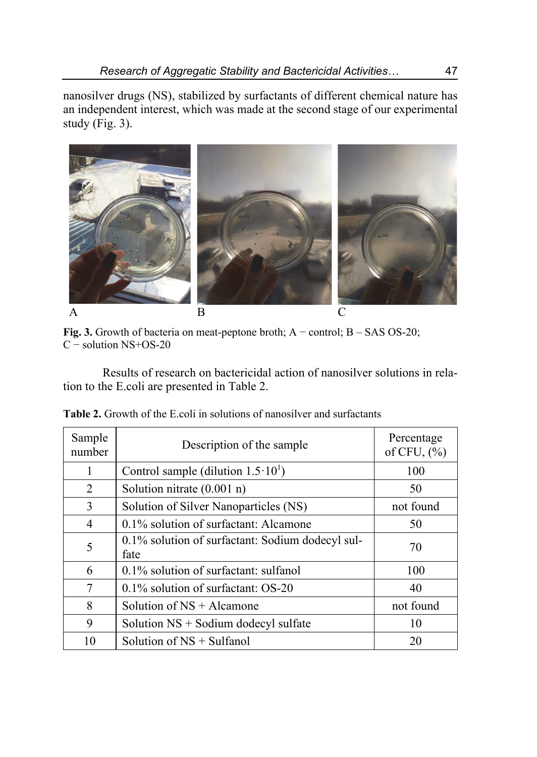nanosilver drugs (NS), stabilized by surfactants of different chemical nature has an independent interest, which was made at the second stage of our experimental study (Fig. 3).

A B C

**Fig. 3.** Growth of bacteria on meat-peptone broth; A − control; B – SAS OS-20; C − solution NS+OS-20

Results of research on bactericidal action of nanosilver solutions in relation to the E.coli are presented in Table 2.

**Table 2.** Growth of the E.coli in solutions of nanosilver and surfactants

| Sample number | Description of the sample | Percentage of CFU, (%) |
|---|---|---|
| 1 | Control sample (dilution $1.5 \cdot 10^1$) | 100 |
| 2 | Solution nitrate (0.001 n) | 50 |
| 3 | Solution of Silver Nanoparticles (NS) | not found |
| 4 | 0.1% solution of surfactant: Alcamone | 50 |
| 5 | 0.1% solution of surfactant: Sodium dodecyl sulfate | 70 |
| 6 | 0.1% solution of surfactant: sulfanol | 100 |
| 7 | 0.1% solution of surfactant: OS-20 | 40 |
| 8 | Solution of NS + Alcamone | not found |
| 9 | Solution NS + Sodium dodecyl sulfate | 10 |
| 10 | Solution of NS + Sulfanol | 20 |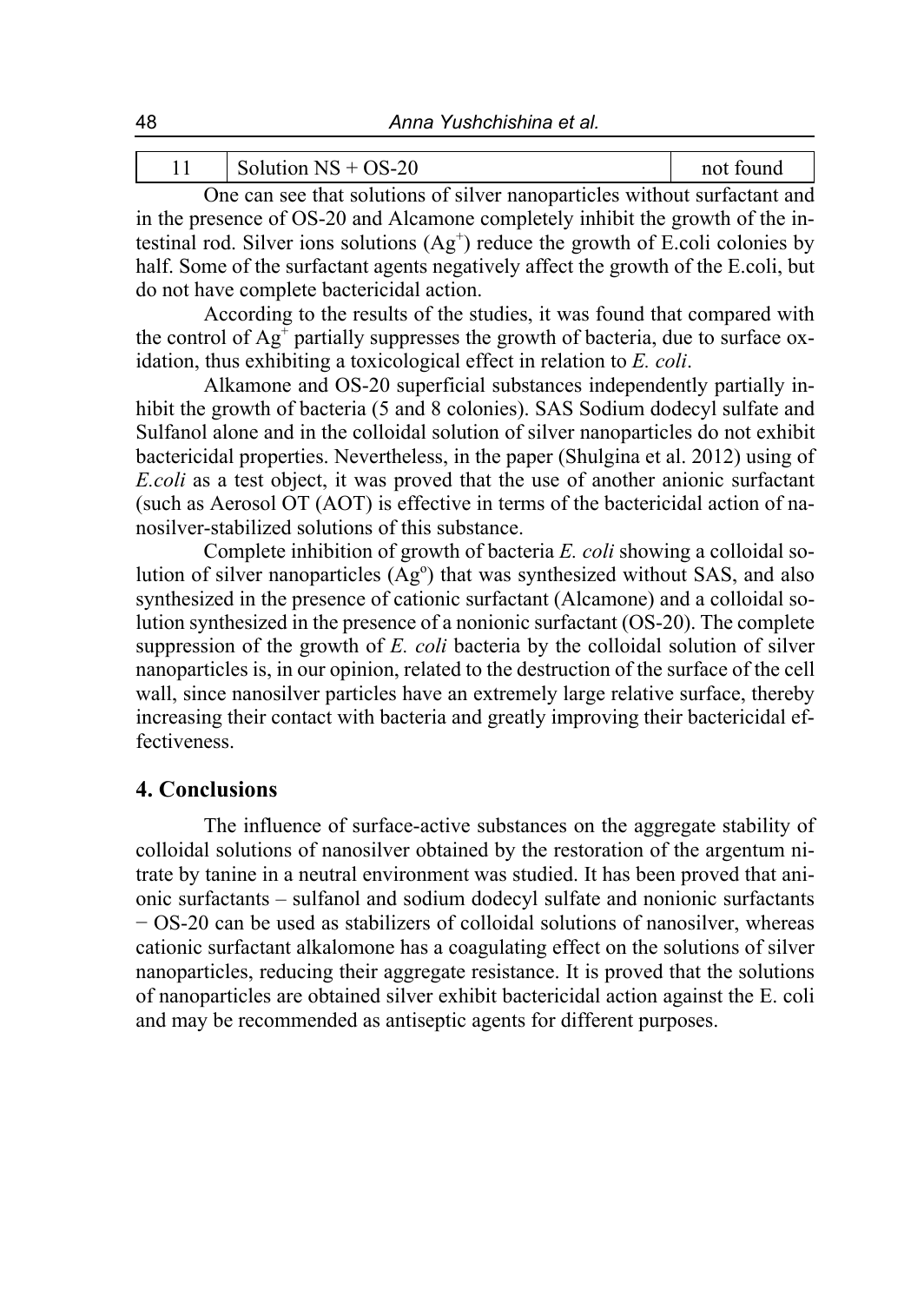| 11 | Solution NS + OS-20 | not found |
|---|---|---|

One can see that solutions of silver nanoparticles without surfactant and in the presence of OS-20 and Alcamone completely inhibit the growth of the intestinal rod. Silver ions solutions ($Ag^+$) reduce the growth of E.coli colonies by half. Some of the surfactant agents negatively affect the growth of the E.coli, but do not have complete bactericidal action.

According to the results of the studies, it was found that compared with the control of $Ag^+$ partially suppresses the growth of bacteria, due to surface oxidation, thus exhibiting a toxicological effect in relation to *E. coli*.

Alkamone and OS-20 superficial substances independently partially inhibit the growth of bacteria (5 and 8 colonies). SAS Sodium dodecyl sulfate and Sulfanol alone and in the colloidal solution of silver nanoparticles do not exhibit bactericidal properties. Nevertheless, in the paper (Shulgina et al. 2012) using of *E.coli* as a test object, it was proved that the use of another anionic surfactant (such as Aerosol OT (AOT) is effective in terms of the bactericidal action of nanosilver-stabilized solutions of this substance.

Complete inhibition of growth of bacteria *E. coli* showing a colloidal solution of silver nanoparticles ($Ag^o$) that was synthesized without SAS, and also synthesized in the presence of cationic surfactant (Alcamone) and a colloidal solution synthesized in the presence of a nonionic surfactant (OS-20). The complete suppression of the growth of *E. coli* bacteria by the colloidal solution of silver nanoparticles is, in our opinion, related to the destruction of the surface of the cell wall, since nanosilver particles have an extremely large relative surface, thereby increasing their contact with bacteria and greatly improving their bactericidal effectiveness.

## 4. Conclusions

The influence of surface-active substances on the aggregate stability of colloidal solutions of nanosilver obtained by the restoration of the argentum nitrate by tanine in a neutral environment was studied. It has been proved that anionic surfactants – sulfanol and sodium dodecyl sulfate and nonionic surfactants − OS-20 can be used as stabilizers of colloidal solutions of nanosilver, whereas cationic surfactant alkalomone has a coagulating effect on the solutions of silver nanoparticles, reducing their aggregate resistance. It is proved that the solutions of nanoparticles are obtained silver exhibit bactericidal action against the E. coli and may be recommended as antiseptic agents for different purposes.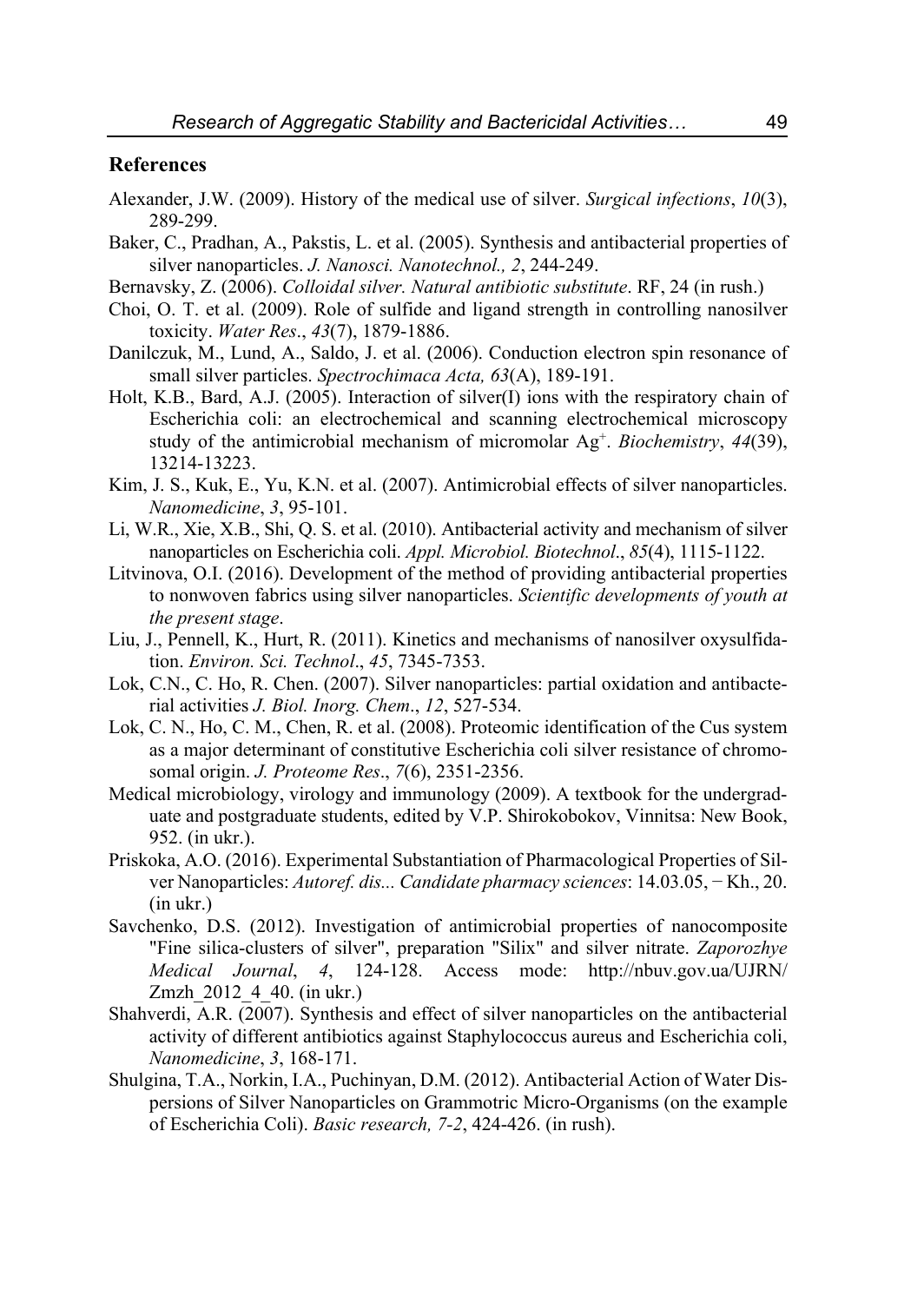## References

Alexander, J.W. (2009). History of the medical use of silver. *Surgical infections*, *10*(3), 289-299.

Baker, C., Pradhan, A., Pakstis, L. et al. (2005). Synthesis and antibacterial properties of silver nanoparticles. *J. Nanosci. Nanotechnol., 2*, 244-249.

Bernavsky, Z. (2006). *Colloidal silver. Natural antibiotic substitute*. RF, 24 (in rush.)

Choi, O. T. et al. (2009). Role of sulfide and ligand strength in controlling nanosilver toxicity. *Water Res*., *43*(7), 1879-1886.

Danilczuk, M., Lund, A., Saldo, J. et al. (2006). Conduction electron spin resonance of small silver particles. *Spectrochimaca Acta, 63*(A), 189-191.

Holt, K.B., Bard, A.J. (2005). Interaction of silver(I) ions with the respiratory chain of Escherichia coli: an electrochemical and scanning electrochemical microscopy study of the antimicrobial mechanism of micromolar $Ag^{+}$. *Biochemistry*, *44*(39), 13214-13223.

Kim, J. S., Kuk, E., Yu, K.N. et al. (2007). Antimicrobial effects of silver nanoparticles. *Nanomedicine*, *3*, 95-101.

Li, W.R., Xie, X.B., Shi, Q. S. et al. (2010). Antibacterial activity and mechanism of silver nanoparticles on Escherichia coli. *Appl. Microbiol. Biotechnol*., *85*(4), 1115-1122.

Litvinova, O.I. (2016). Development of the method of providing antibacterial properties to nonwoven fabrics using silver nanoparticles. *Scientific developments of youth at the present stage*.

Liu, J., Pennell, K., Hurt, R. (2011). Kinetics and mechanisms of nanosilver oxysulfidation. *Environ. Sci. Technol*., *45*, 7345-7353.

Lok, C.N., C. Ho, R. Chen. (2007). Silver nanoparticles: partial oxidation and antibacterial activities *J. Biol. Inorg. Chem*., *12*, 527-534.

Lok, C. N., Ho, C. M., Chen, R. et al. (2008). Proteomic identification of the Cus system as a major determinant of constitutive Escherichia coli silver resistance of chromosomal origin. *J. Proteome Res*., *7*(6), 2351-2356.

Medical microbiology, virology and immunology (2009). A textbook for the undergraduate and postgraduate students, edited by V.P. Shirokobokov, Vinnitsa: New Book, 952. (in ukr.).

Priskoka, A.O. (2016). Experimental Substantiation of Pharmacological Properties of Silver Nanoparticles: *Autoref. dis... Candidate pharmacy sciences*: 14.03.05, − Kh., 20. (in ukr.)

Savchenko, D.S. (2012). Investigation of antimicrobial properties of nanocomposite "Fine silica-clusters of silver", preparation "Silix" and silver nitrate. *Zaporozhye Medical Journal*, *4*, 124-128. Access mode: http://nbuv.gov.ua/UJRN/Zmzh_2012_4_40. (in ukr.)

Shahverdi, A.R. (2007). Synthesis and effect of silver nanoparticles on the antibacterial activity of different antibiotics against Staphylococcus aureus and Escherichia coli, *Nanomedicine*, *3*, 168-171.

Shulgina, T.A., Norkin, I.A., Puchinyan, D.M. (2012). Antibacterial Action of Water Dispersions of Silver Nanoparticles on Grammotric Micro-Organisms (on the example of Escherichia Coli). *Basic research, 7-2*, 424-426. (in rush).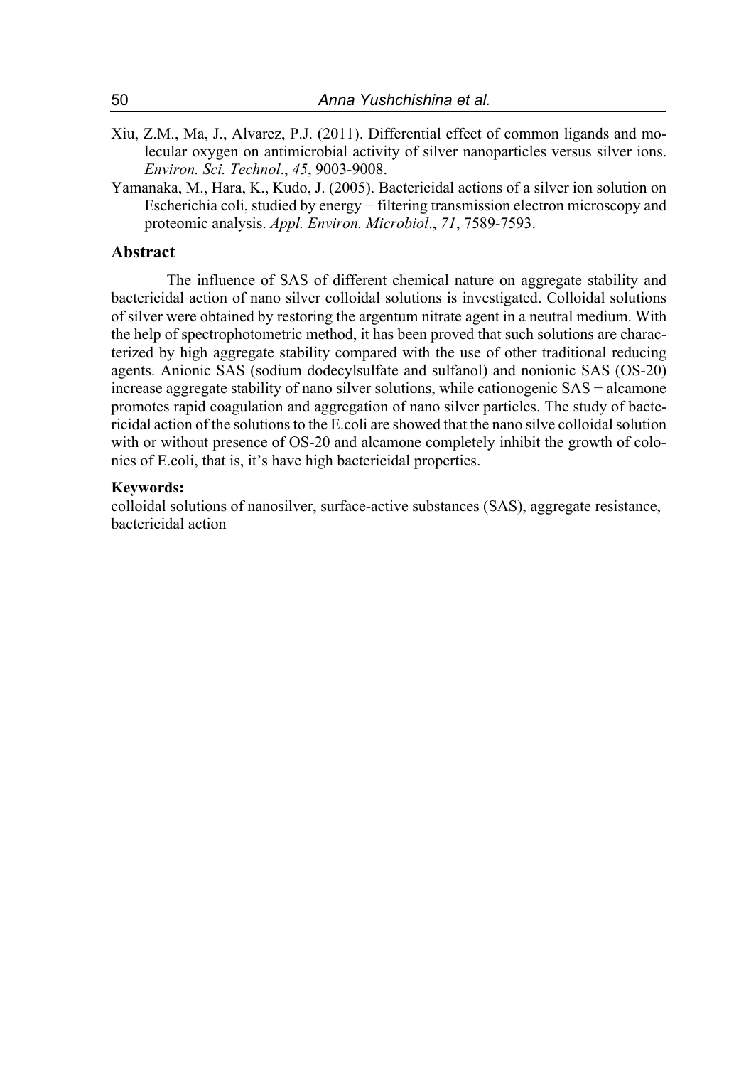Xiu, Z.M., Ma, J., Alvarez, P.J. (2011). Differential effect of common ligands and molecular oxygen on antimicrobial activity of silver nanoparticles versus silver ions. *Environ. Sci. Technol*., *45*, 9003-9008.

Yamanaka, M., Hara, K., Kudo, J. (2005). Bactericidal actions of a silver ion solution on Escherichia coli, studied by energy − filtering transmission electron microscopy and proteomic analysis. *Appl. Environ. Microbiol*., *71*, 7589-7593.

## Abstract

The influence of SAS of different chemical nature on aggregate stability and bactericidal action of nano silver colloidal solutions is investigated. Colloidal solutions of silver were obtained by restoring the argentum nitrate agent in a neutral medium. With the help of spectrophotometric method, it has been proved that such solutions are characterized by high aggregate stability compared with the use of other traditional reducing agents. Anionic SAS (sodium dodecylsulfate and sulfanol) and nonionic SAS (OS-20) increase aggregate stability of nano silver solutions, while cationogenic SAS − alcamone promotes rapid coagulation and aggregation of nano silver particles. The study of bactericidal action of the solutions to the E.coli are showed that the nano silve colloidal solution with or without presence of OS-20 and alcamone completely inhibit the growth of colonies of E.coli, that is, it's have high bactericidal properties.

**Keywords:**

colloidal solutions of nanosilver, surface-active substances (SAS), aggregate resistance, bactericidal action